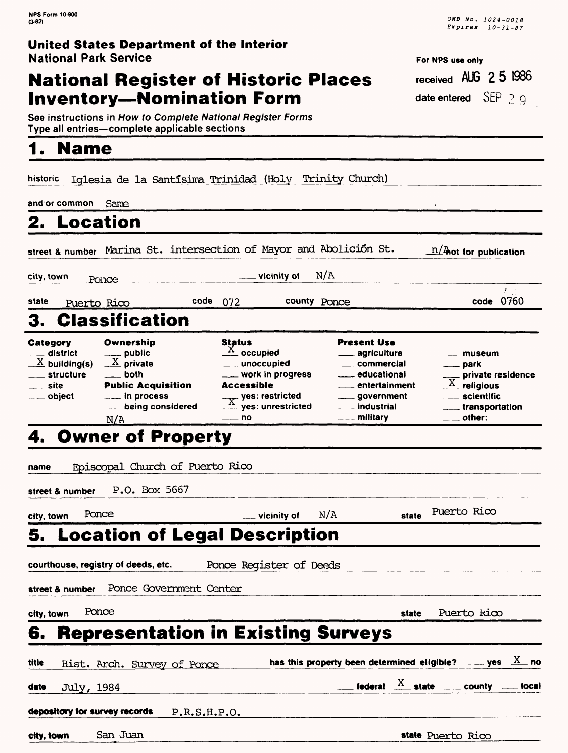NPS Form 10-900
(3-82)

OMB No. 1024-0018
Expires 10-31-87

**United States Department of the Interior**
National Park Service

# National Register of Historic Places Inventory—Nomination Form

For NPS use only
received AUG 25 1986
date entered SEP 29

See instructions in *How to Complete National Register Forms*
Type all entries—complete applicable sections

## 1. Name

historic Iglesia de la Santísima Trinidad (Holy Trinity Church)

and or common Same

## 2. Location

street & number Marina St. intersection of Mayor and Abolición St. n/A not for publication

city, town Ponce ___ vicinity of N/A

state Puerto Rico code 072 county Ponce code 0760

## 3. Classification

| Category | Ownership | Status | Present Use | |
|---|---|---|---|---|
| ___ district | ___ public | X occupied | ___ agriculture | ___ museum |
| X building(s) | X private | ___ unoccupied | ___ commercial | ___ park |
| ___ structure | ___ both | ___ work in progress | ___ educational | ___ private residence |
| ___ site | **Public Acquisition** | **Accessible** | ___ entertainment | X religious |
| ___ object | ___ in process | ___ yes: restricted | ___ government | ___ scientific |
| | ___ being considered | X yes: unrestricted | ___ industrial | ___ transportation |
| | N/A | ___ no | ___ military | ___ other: |

## 4. Owner of Property

name Episcopal Church of Puerto Rico

street & number P.O. Box 5667

city, town Ponce ___ vicinity of N/A state Puerto Rico

## 5. Location of Legal Description

courthouse, registry of deeds, etc. Ponce Register of Deeds

street & number Ponce Government Center

city, town Ponce state Puerto Rico

## 6. Representation in Existing Surveys

title Hist. Arch. Survey of Ponce has this property been determined eligible? ___ yes X no

date July, 1984 ___ federal X state ___ county ___ local

depository for survey records P.R.S.H.P.O.

city, town San Juan state Puerto Rico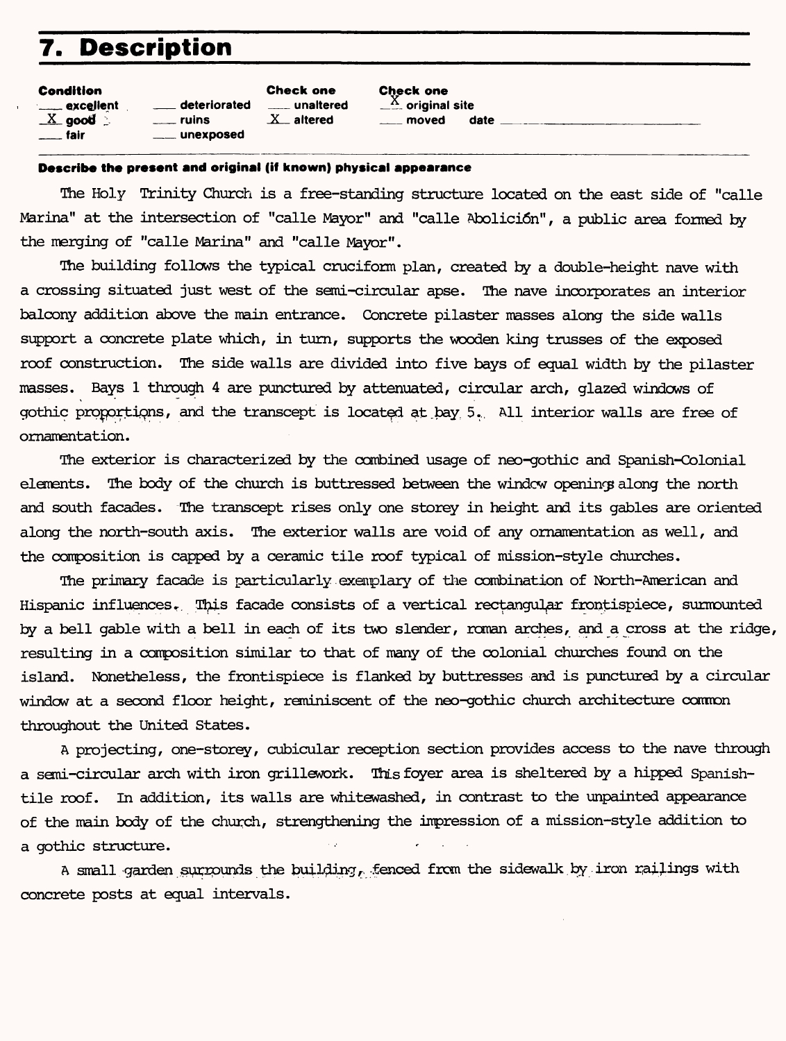## 7. Description

| Condition | | Check one | Check one |
|---|---|---|---|
| ___ excellent | ___ deteriorated | ___ unaltered | X original site |
| X good | ___ ruins | X altered | ___ moved date ___ |
| ___ fair | ___ unexposed | | |

**Describe the present and original (if known) physical appearance**

The Holy Trinity Church is a free-standing structure located on the east side of "calle Marina" at the intersection of "calle Mayor" and "calle Abolición", a public area formed by the merging of "calle Marina" and "calle Mayor".

The building follows the typical cruciform plan, created by a double-height nave with a crossing situated just west of the semi-circular apse. The nave incorporates an interior balcony addition above the main entrance. Concrete pilaster masses along the side walls support a concrete plate which, in turn, supports the wooden king trusses of the exposed roof construction. The side walls are divided into five bays of equal width by the pilaster masses. Bays 1 through 4 are punctured by attenuated, circular arch, glazed windows of gothic proportions, and the transcept is located at bay 5. All interior walls are free of ornamentation.

The exterior is characterized by the combined usage of neo-gothic and Spanish-Colonial elements. The body of the church is buttressed between the window openings along the north and south facades. The transcept rises only one storey in height and its gables are oriented along the north-south axis. The exterior walls are void of any ornamentation as well, and the composition is capped by a ceramic tile roof typical of mission-style churches.

The primary facade is particularly exemplary of the combination of North-American and Hispanic influences. This facade consists of a vertical rectangular frontispiece, surmounted by a bell gable with a bell in each of its two slender, roman arches, and a cross at the ridge, resulting in a composition similar to that of many of the colonial churches found on the island. Nonetheless, the frontispiece is flanked by buttresses and is punctured by a circular window at a second floor height, reminiscent of the neo-gothic church architecture common throughout the United States.

A projecting, one-storey, cubicular reception section provides access to the nave through a semi-circular arch with iron grillework. This foyer area is sheltered by a hipped Spanish-tile roof. In addition, its walls are whitewashed, in contrast to the unpainted appearance of the main body of the church, strengthening the impression of a mission-style addition to a gothic structure.

A small garden surrounds the building, fenced from the sidewalk by iron railings with concrete posts at equal intervals.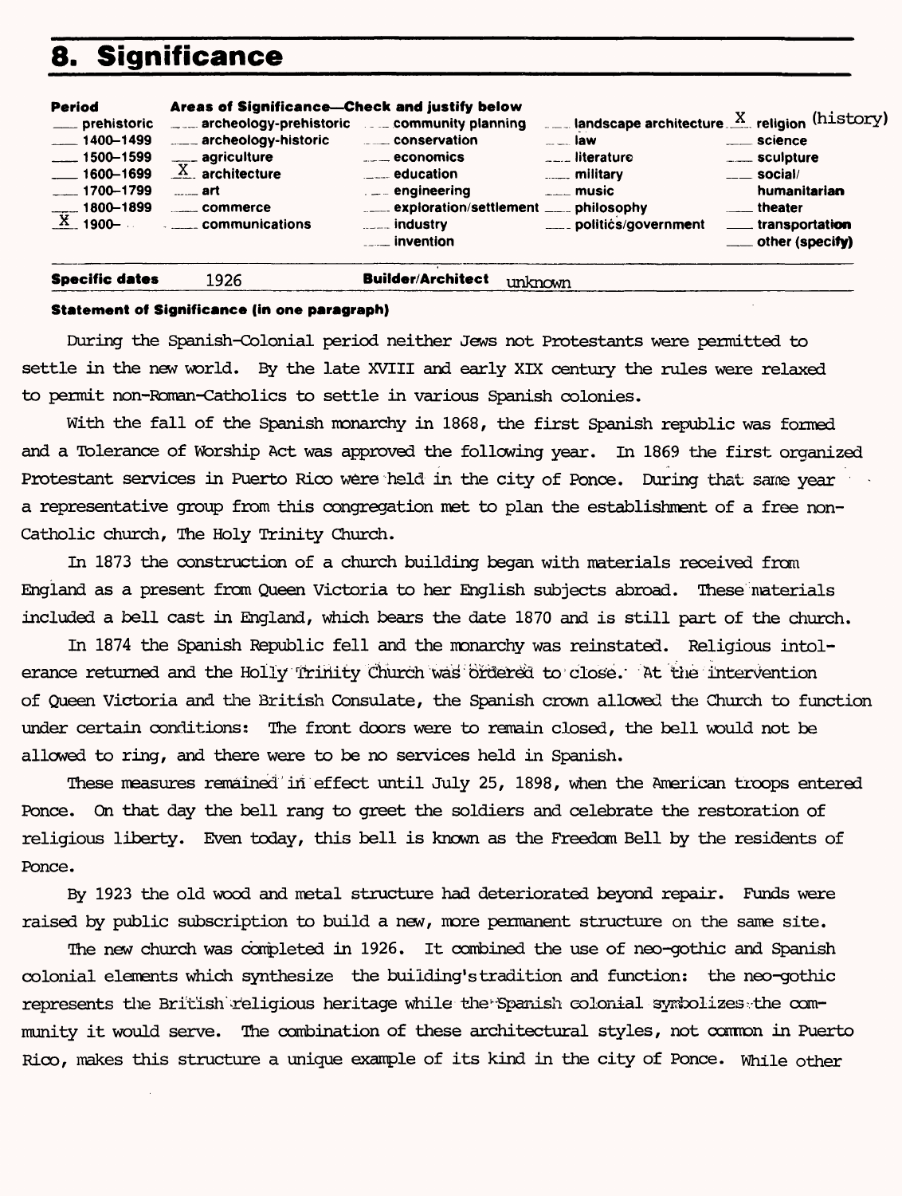# 8. Significance

| Period | Areas of Significance—Check and justify below | | | |
|---|---|---|---|---|
| ___ prehistoric | ___ archeology-prehistoric | ___ community planning | ___ landscape architecture | X religion (history) |
| ___ 1400–1499 | ___ archeology-historic | ___ conservation | ___ law | ___ science |
| ___ 1500–1599 | ___ agriculture | ___ economics | ___ literature | ___ sculpture |
| ___ 1600–1699 | X architecture | ___ education | ___ military | ___ social/ humanitarian |
| ___ 1700–1799 | ___ art | ___ engineering | ___ music | ___ theater |
| ___ 1800–1899 | ___ commerce | ___ exploration/settlement | ___ philosophy | ___ transportation |
| X 1900– | ___ communications | ___ industry | ___ politics/government | ___ other (specify) |
| | | ___ invention | | |

**Specific dates** 1926 **Builder/Architect** unknown

**Statement of Significance (in one paragraph)**

During the Spanish-Colonial period neither Jews not Protestants were permitted to settle in the new world. By the late XVIII and early XIX century the rules were relaxed to permit non-Roman-Catholics to settle in various Spanish colonies.

With the fall of the Spanish monarchy in 1868, the first Spanish republic was formed and a Tolerance of Worship Act was approved the following year. In 1869 the first organized Protestant services in Puerto Rico were held in the city of Ponce. During that same year a representative group from this congregation met to plan the establishment of a free non-Catholic church, The Holy Trinity Church.

In 1873 the construction of a church building began with materials received from England as a present from Queen Victoria to her English subjects abroad. These materials included a bell cast in England, which bears the date 1870 and is still part of the church.

In 1874 the Spanish Republic fell and the monarchy was reinstated. Religious intolerance returned and the Holly Trinity Church was ordered to close. At the intervention of Queen Victoria and the British Consulate, the Spanish crown allowed the Church to function under certain conditions: The front doors were to remain closed, the bell would not be allowed to ring, and there were to be no services held in Spanish.

These measures remained in effect until July 25, 1898, when the American troops entered Ponce. On that day the bell rang to greet the soldiers and celebrate the restoration of religious liberty. Even today, this bell is known as the Freedom Bell by the residents of Ponce.

By 1923 the old wood and metal structure had deteriorated beyond repair. Funds were raised by public subscription to build a new, more permanent structure on the same site.

The new church was completed in 1926. It combined the use of neo-gothic and Spanish colonial elements which synthesize the building's tradition and function: the neo-gothic represents the British religious heritage while the Spanish colonial symbolizes the community it would serve. The combination of these architectural styles, not common in Puerto Rico, makes this structure a unique example of its kind in the city of Ponce. While other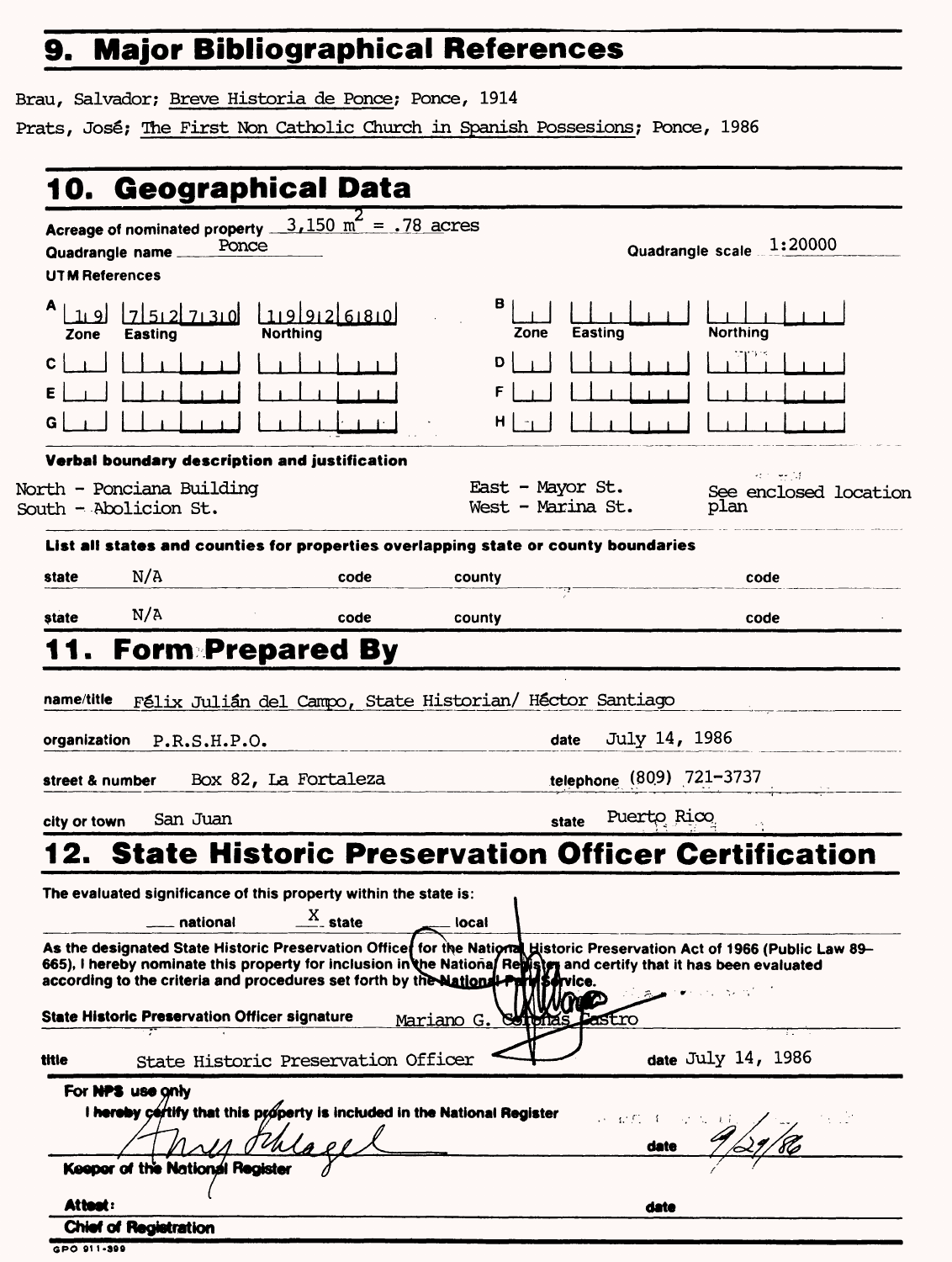## 9. Major Bibliographical References

Brau, Salvador; Breve Historia de Ponce; Ponce, 1914

Prats, José; The First Non Catholic Church in Spanish Possesions; Ponce, 1986

## 10. Geographical Data

Acreage of nominated property $3,150\ m^2 = .78$ acres

Quadrangle name Ponce

Quadrangle scale 1:20000

UTM References

| | Zone | Easting | Northing |
|---|---|---|---|
| A | 19 | 752730 | 1992680 |
| B | | | |
| C | | | |
| D | | | |
| E | | | |
| F | | | |
| G | | | |
| H | | | |

**Verbal boundary description and justification**

North - Ponciana Building
South - Abolicion St.
East - Mayor St.
West - Marina St.

See enclosed location plan

**List all states and counties for properties overlapping state or county boundaries**

| state | code | county | code |
|---|---|---|---|
| N/A | | | |
| N/A | | | |

## 11. Form Prepared By

name/title Félix Julián del Campo, State Historian/ Héctor Santiago

organization P.R.S.H.P.O. date July 14, 1986

street & number Box 82, La Fortaleza telephone (809) 721-3737

city or town San Juan state Puerto Rico

## 12. State Historic Preservation Officer Certification

The evaluated significance of this property within the state is:

___ national X state ___ local

As the designated State Historic Preservation Officer for the National Historic Preservation Act of 1966 (Public Law 89–665), I hereby nominate this property for inclusion in the National Register and certify that it has been evaluated according to the criteria and procedures set forth by the National Park Service.

State Historic Preservation Officer signature Mariano G. Coronas Castro

title State Historic Preservation Officer date July 14, 1986

**For NPS use only**

I hereby certify that this property is included in the National Register

Keeper of the National Register date 9/29/86

Attest: date

Chief of Registration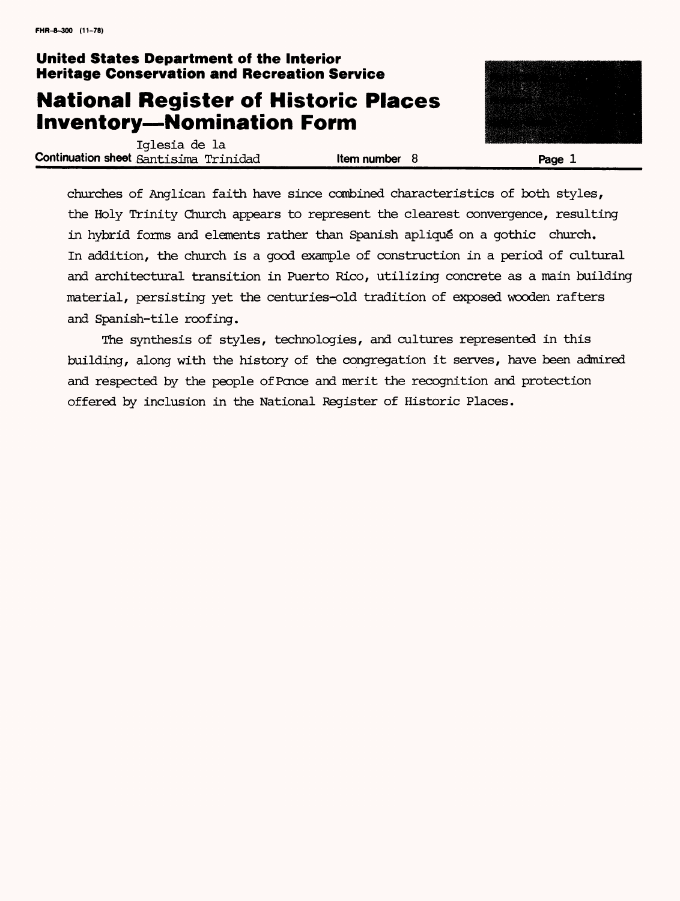churches of Anglican faith have since combined characteristics of both styles, the Holy Trinity Church appears to represent the clearest convergence, resulting in hybrid forms and elements rather than Spanish apliqué on a gothic church. In addition, the church is a good example of construction in a period of cultural and architectural transition in Puerto Rico, utilizing concrete as a main building material, persisting yet the centuries-old tradition of exposed wooden rafters and Spanish-tile roofing.

The synthesis of styles, technologies, and cultures represented in this building, along with the history of the congregation it serves, have been admired and respected by the people of Ponce and merit the recognition and protection offered by inclusion in the National Register of Historic Places.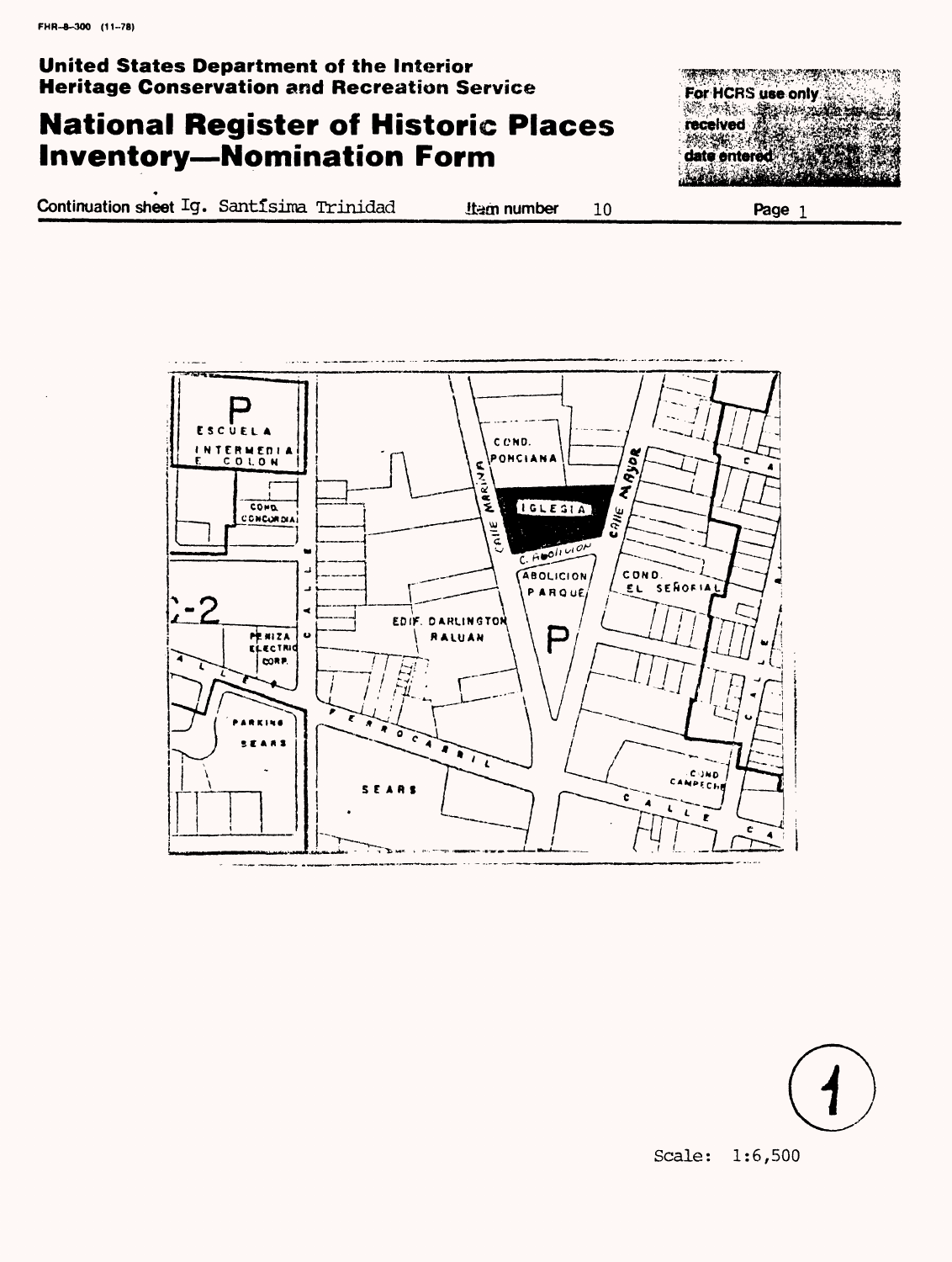FHR-8-300 (11-78)

**United States Department of the Interior**
**Heritage Conservation and Recreation Service**

# National Register of Historic Places Inventory—Nomination Form

For HCRS use only
received
date entered

Continuation sheet Ig. Santísima Trinidad Item number 10 Page 1

P
ESCUELA
INTERMEDIA
F. COLON

COND.
CONCORDIA

C-2

PENIZA
ELECTRIC
CORP.

PARKING
SEARS

SEARS

CALLE

COND.
PONCIANA

CALLE MARINA

IGLESIA

CALLE MAYOR

C. ABOLICION

ABOLICION
PARQUE

P

EDIF. DARLINGTON
RALUAN

FERROCARRIL

COND.
EL SEÑORIAL

COND.
CAMPECHE

CALLE

1

Scale: 1:6,500